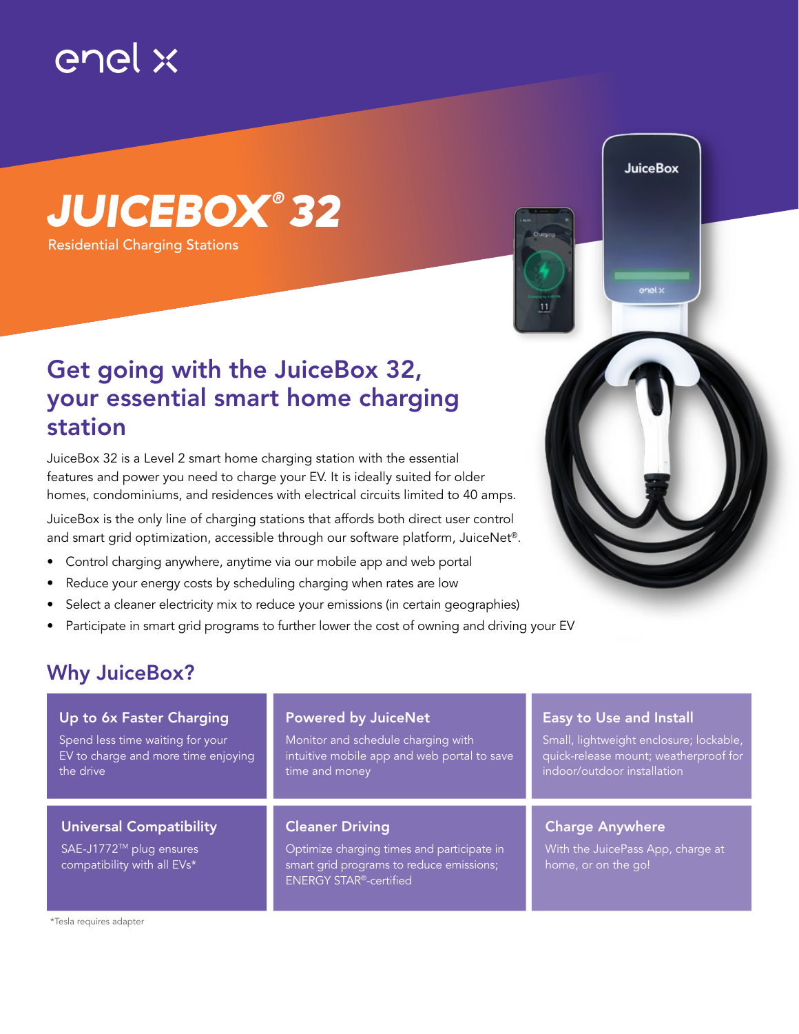enel x

# JUICEBOX® 32

Residential Charging Stations

## Get going with the JuiceBox 32, your essential smart home charging station

JuiceBox 32 is a Level 2 smart home charging station with the essential features and power you need to charge your EV. It is ideally suited for older homes, condominiums, and residences with electrical circuits limited to 40 amps.

JuiceBox is the only line of charging stations that affords both direct user control and smart grid optimization, accessible through our software platform, JuiceNet®.

- Control charging anywhere, anytime via our mobile app and web portal
- Reduce your energy costs by scheduling charging when rates are low
- Select a cleaner electricity mix to reduce your emissions (in certain geographies)
- Participate in smart grid programs to further lower the cost of owning and driving your EV

## Why JuiceBox?

### Up to 6x Faster Charging

Spend less time waiting for your EV to charge and more time enjoying the drive

### Powered by JuiceNet

Monitor and schedule charging with intuitive mobile app and web portal to save time and money

### Easy to Use and Install

Small, lightweight enclosure; lockable, quick-release mount; weatherproof for indoor/outdoor installation

### Universal Compatibility

SAE-J1772™ plug ensures compatibility with all EVs*

### Cleaner Driving

Optimize charging times and participate in smart grid programs to reduce emissions; ENERGY STAR®-certified

### Charge Anywhere

With the JuicePass App, charge at home, or on the go!

*Tesla requires adapter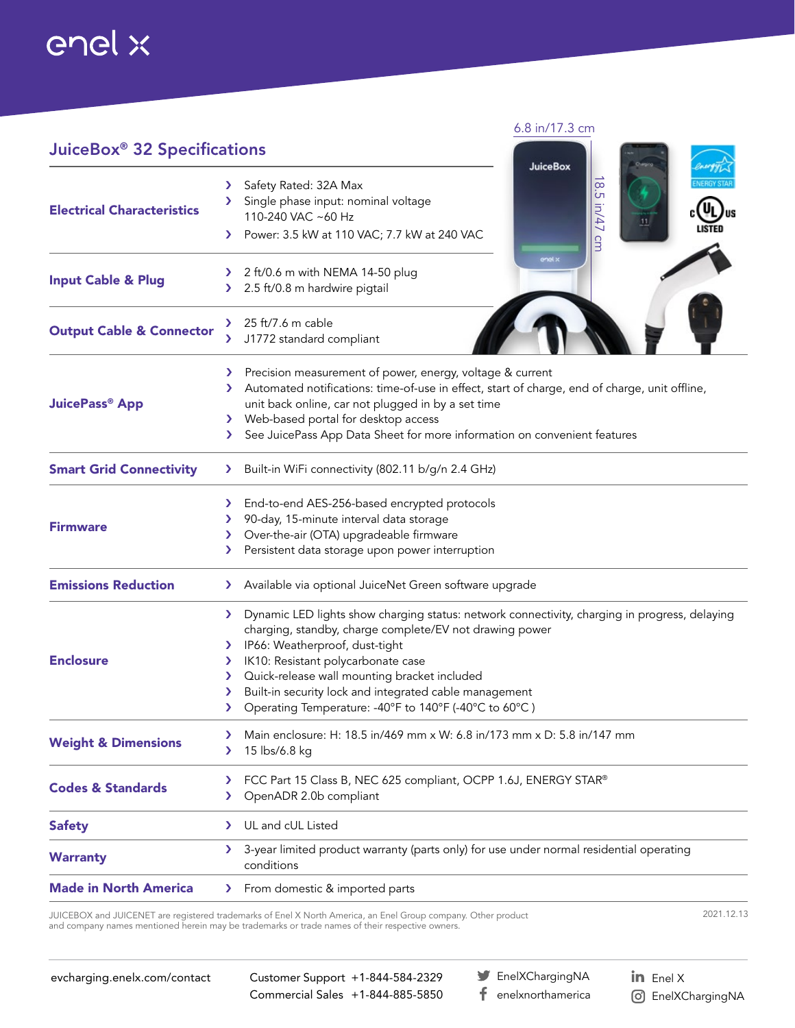enel x

## JuiceBox® 32 Specifications

6.8 in/17.3 cm

18.5 in/47 cm

| | |
|---|---|
| **Electrical Characteristics** | › Safety Rated: 32A Max<br>› Single phase input: nominal voltage 110-240 VAC ~60 Hz<br>› Power: 3.5 kW at 110 VAC; 7.7 kW at 240 VAC |
| **Input Cable & Plug** | › 2 ft/0.6 m with NEMA 14-50 plug<br>› 2.5 ft/0.8 m hardwire pigtail |
| **Output Cable & Connector** | › 25 ft/7.6 m cable<br>› J1772 standard compliant |
| **JuicePass® App** | › Precision measurement of power, energy, voltage & current<br>› Automated notifications: time-of-use in effect, start of charge, end of charge, unit offline, unit back online, car not plugged in by a set time<br>› Web-based portal for desktop access<br>› See JuicePass App Data Sheet for more information on convenient features |
| **Smart Grid Connectivity** | › Built-in WiFi connectivity (802.11 b/g/n 2.4 GHz) |
| **Firmware** | › End-to-end AES-256-based encrypted protocols<br>› 90-day, 15-minute interval data storage<br>› Over-the-air (OTA) upgradeable firmware<br>› Persistent data storage upon power interruption |
| **Emissions Reduction** | › Available via optional JuiceNet Green software upgrade |
| **Enclosure** | › Dynamic LED lights show charging status: network connectivity, charging in progress, delaying charging, standby, charge complete/EV not drawing power<br>› IP66: Weatherproof, dust-tight<br>› IK10: Resistant polycarbonate case<br>› Quick-release wall mounting bracket included<br>› Built-in security lock and integrated cable management<br>› Operating Temperature: -40°F to 140°F (-40°C to 60°C ) |
| **Weight & Dimensions** | › Main enclosure: H: 18.5 in/469 mm x W: 6.8 in/173 mm x D: 5.8 in/147 mm<br>› 15 lbs/6.8 kg |
| **Codes & Standards** | › FCC Part 15 Class B, NEC 625 compliant, OCPP 1.6J, ENERGY STAR®<br>› OpenADR 2.0b compliant |
| **Safety** | › UL and cUL Listed |
| **Warranty** | › 3-year limited product warranty (parts only) for use under normal residential operating conditions |
| **Made in North America** | › From domestic & imported parts |

JUICEBOX and JUICENET are registered trademarks of Enel X North America, an Enel Group company. Other product and company names mentioned herein may be trademarks or trade names of their respective owners.

2021.12.13

evcharging.enelx.com/contact

Customer Support +1-844-584-2329
Commercial Sales +1-844-885-5850

EnelXChargingNA
enelxnorthamerica

Enel X
EnelXChargingNA